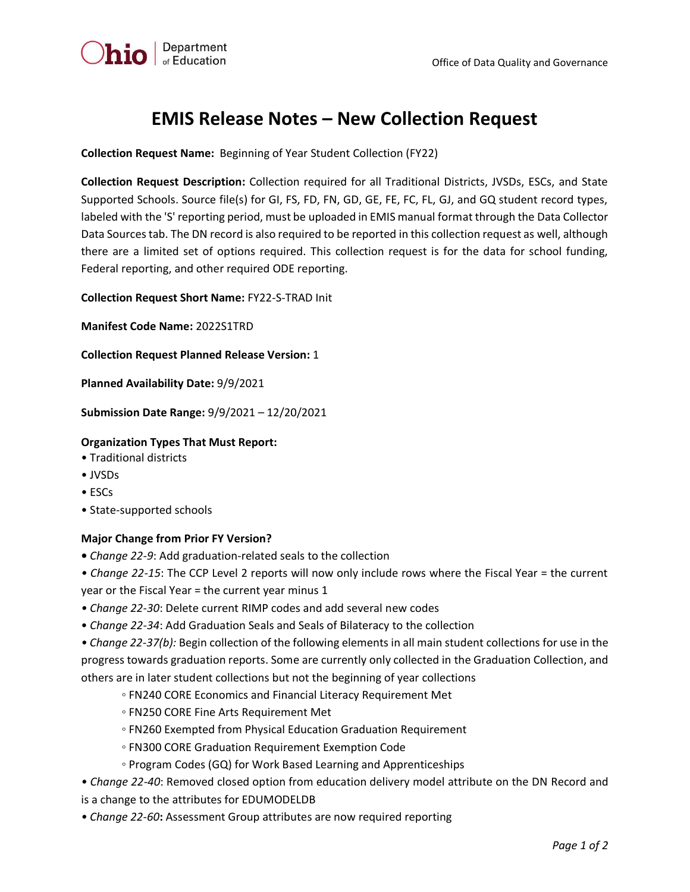# EMIS Release Notes – New Collection Request

**Collection Request Name:** Beginning of Year Student Collection (FY22)

**Collection Request Description:** Collection required for all Traditional Districts, JVSDs, ESCs, and State Supported Schools. Source file(s) for GI, FS, FD, FN, GD, GE, FE, FC, FL, GJ, and GQ student record types, labeled with the 'S' reporting period, must be uploaded in EMIS manual format through the Data Collector Data Sources tab. The DN record is also required to be reported in this collection request as well, although there are a limited set of options required. This collection request is for the data for school funding, Federal reporting, and other required ODE reporting.

**Collection Request Short Name:** FY22-S-TRAD Init

**Manifest Code Name:** 2022S1TRD

**Collection Request Planned Release Version:** 1

**Planned Availability Date:** 9/9/2021

**Submission Date Range:** 9/9/2021 – 12/20/2021

**Organization Types That Must Report:**

- Traditional districts
- JVSDs
- ESCs
- State-supported schools

**Major Change from Prior FY Version?**

- *Change 22-9*: Add graduation-related seals to the collection
- *Change 22-15*: The CCP Level 2 reports will now only include rows where the Fiscal Year = the current year or the Fiscal Year = the current year minus 1
- *Change 22-30*: Delete current RIMP codes and add several new codes
- *Change 22-34*: Add Graduation Seals and Seals of Bilateracy to the collection
- *Change 22-37(b):* Begin collection of the following elements in all main student collections for use in the progress towards graduation reports. Some are currently only collected in the Graduation Collection, and others are in later student collections but not the beginning of year collections
    - FN240 CORE Economics and Financial Literacy Requirement Met
    - FN250 CORE Fine Arts Requirement Met
    - FN260 Exempted from Physical Education Graduation Requirement
    - FN300 CORE Graduation Requirement Exemption Code
    - Program Codes (GQ) for Work Based Learning and Apprenticeships
- *Change 22-40*: Removed closed option from education delivery model attribute on the DN Record and is a change to the attributes for EDUMODELDB
- *Change 22-60***:** Assessment Group attributes are now required reporting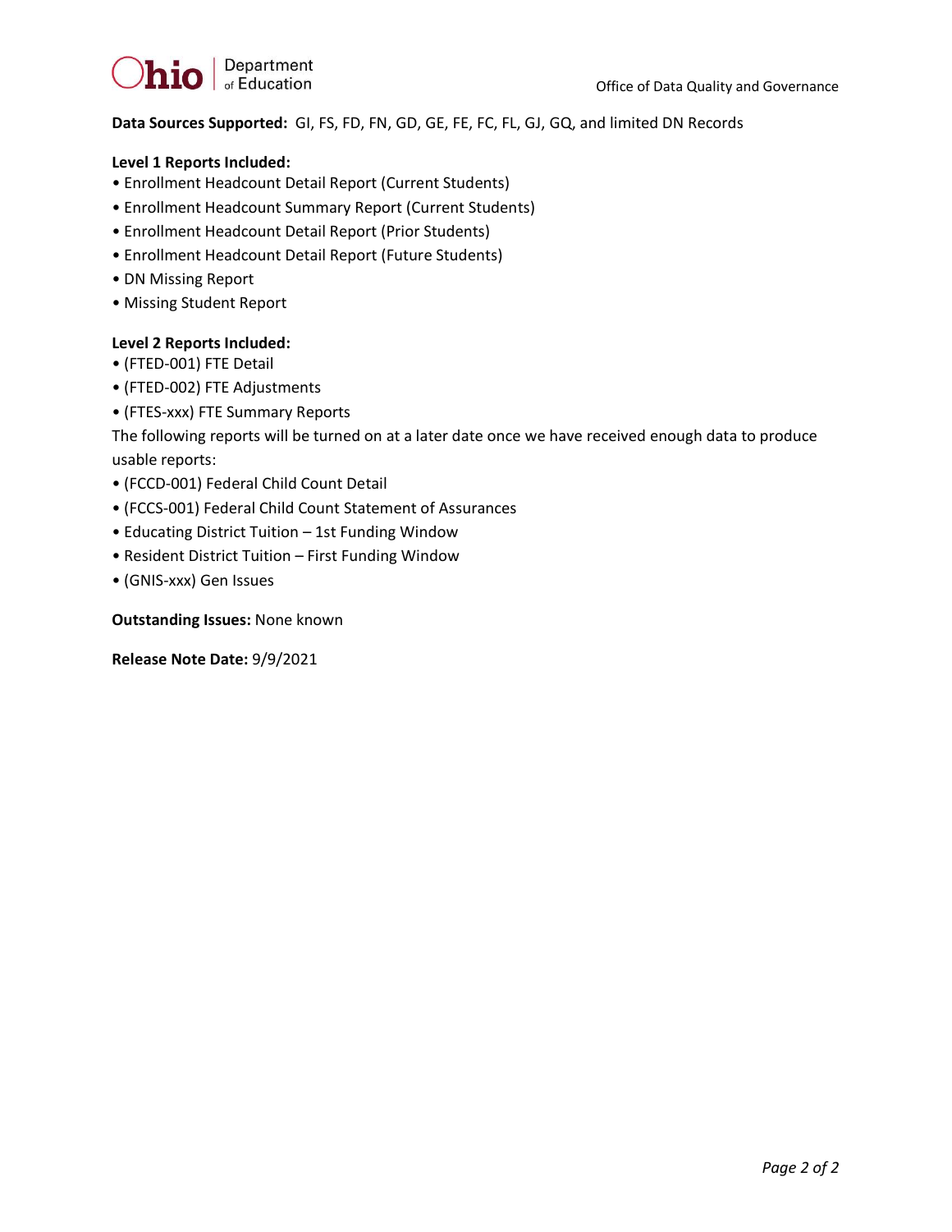**Data Sources Supported:** GI, FS, FD, FN, GD, GE, FE, FC, FL, GJ, GQ, and limited DN Records

**Level 1 Reports Included:**

- Enrollment Headcount Detail Report (Current Students)
- Enrollment Headcount Summary Report (Current Students)
- Enrollment Headcount Detail Report (Prior Students)
- Enrollment Headcount Detail Report (Future Students)
- DN Missing Report
- Missing Student Report

**Level 2 Reports Included:**

- (FTED-001) FTE Detail
- (FTED-002) FTE Adjustments
- (FTES-xxx) FTE Summary Reports

The following reports will be turned on at a later date once we have received enough data to produce usable reports:

- (FCCD-001) Federal Child Count Detail
- (FCCS-001) Federal Child Count Statement of Assurances
- Educating District Tuition – 1st Funding Window
- Resident District Tuition – First Funding Window
- (GNIS-xxx) Gen Issues

**Outstanding Issues:** None known

**Release Note Date:** 9/9/2021